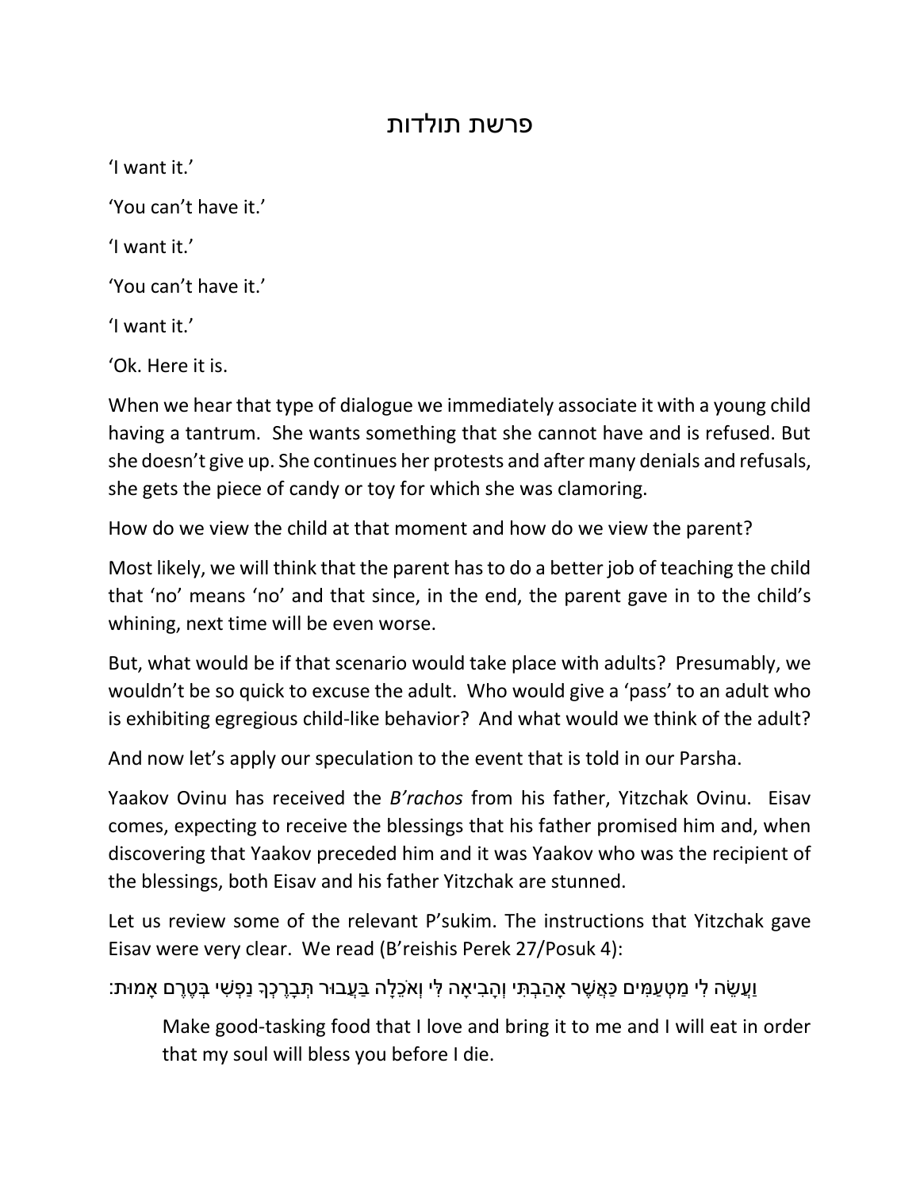# פרשת תולדות

'I want it.'

'You can't have it.'

'I want it.'

'You can't have it.'

'I want it.'

'Ok. Here it is.

When we hear that type of dialogue we immediately associate it with a young child having a tantrum. She wants something that she cannot have and is refused. But she doesn't give up. She continues her protests and after many denials and refusals, she gets the piece of candy or toy for which she was clamoring.

How do we view the child at that moment and how do we view the parent?

Most likely, we will think that the parent has to do a better job of teaching the child that 'no' means 'no' and that since, in the end, the parent gave in to the child's whining, next time will be even worse.

But, what would be if that scenario would take place with adults? Presumably, we wouldn't be so quick to excuse the adult. Who would give a 'pass' to an adult who is exhibiting egregious child-like behavior? And what would we think of the adult?

And now let's apply our speculation to the event that is told in our Parsha.

Yaakov Ovinu has received the *B'rachos* from his father, Yitzchak Ovinu. Eisav comes, expecting to receive the blessings that his father promised him and, when discovering that Yaakov preceded him and it was Yaakov who was the recipient of the blessings, both Eisav and his father Yitzchak are stunned.

Let us review some of the relevant P'sukim. The instructions that Yitzchak gave Eisav were very clear. We read (B'reishis Perek 27/Posuk 4):

וַעֲשֵׂה לִי מַטְעַמִּים כַּאֲשֶׁר אָהַבְתִּי וְהָבִיאָה לִּי וְאֹכֵלָה בַּעֲבוּר תְּבָרֶכְךָ נַפְשִׁי בְּטֶרֶם אָמוּת:

> Make good-tasking food that I love and bring it to me and I will eat in order that my soul will bless you before I die.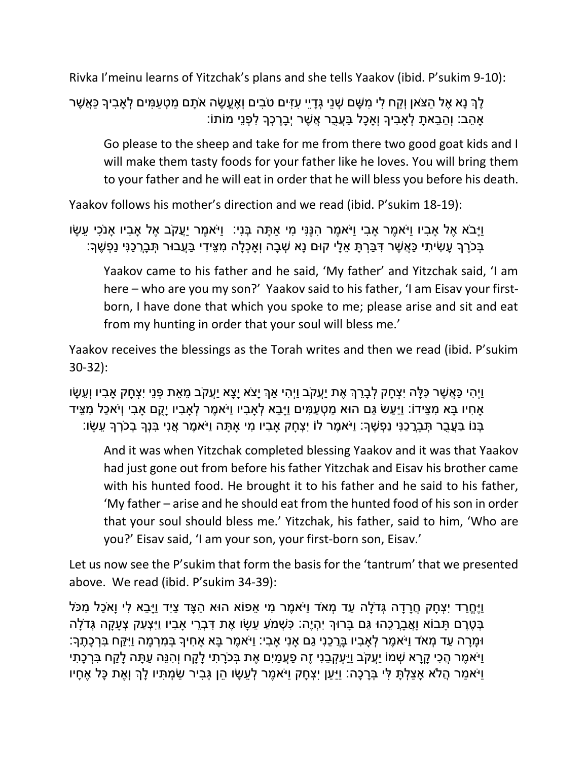Rivka I'meinu learns of Yitzchak's plans and she tells Yaakov (ibid. P'sukim 9-10):

לֶךְ נָא אֶל הַצֹּאן וְקַח לִי מִשָּׁם שְׁנֵי גְּדָיֵי עִזִּים טֹבִים וְאֶעֱשֶׂה אֹתָם מַטְעַמִּים לְאָבִיךָ כַּאֲשֶׁר אָהֵב: וְהֵבֵאתָ לְאָבִיךָ וְאָכָל בַּעֲבֻר אֲשֶׁר יְבָרֶכְךָ לִפְנֵי מוֹתוֹ:

> Go please to the sheep and take for me from there two good goat kids and I will make them tasty foods for your father like he loves. You will bring them to your father and he will eat in order that he will bless you before his death.

Yaakov follows his mother's direction and we read (ibid. P'sukim 18-19):

וַיָּבֹא אֶל אָבִיו וַיֹּאמֶר אָבִי וַיֹּאמֶר הִנֶּנִּי מִי אַתָּה בְּנִי: וַיֹּאמֶר יַעֲקֹב אֶל אָבִיו אָנֹכִי עֵשָׂו בְּכֹרֶךָ עָשִׂיתִי כַּאֲשֶׁר דִּבַּרְתָּ אֵלָי קוּם נָא שְׁבָה וְאָכְלָה מִצֵּידִי בַּעֲבוּר תְּבָרְכַנִּי נַפְשֶׁךָ:

> Yaakov came to his father and he said, 'My father' and Yitzchak said, 'I am here – who are you my son?' Yaakov said to his father, 'I am Eisav your first-born, I have done that which you spoke to me; please arise and sit and eat from my hunting in order that your soul will bless me.'

Yaakov receives the blessings as the Torah writes and then we read (ibid. P'sukim 30-32):

וַיְהִי כַּאֲשֶׁר כִּלָּה יִצְחָק לְבָרֵךְ אֶת יַעֲקֹב וַיְהִי אַךְ יָצֹא יָצָא יַעֲקֹב מֵאֵת פְּנֵי יִצְחָק אָבִיו וְעֵשָׂו אָחִיו בָּא מִצֵּידוֹ: וַיַּעַשׂ גַּם הוּא מַטְעַמִּים וַיָּבֵא לְאָבִיו וַיֹּאמֶר לְאָבִיו יָקֻם אָבִי וְיֹאכַל מִצֵּיד בְּנוֹ בַּעֲבֻר תְּבָרְכַנִּי נַפְשֶׁךָ: וַיֹּאמֶר לוֹ יִצְחָק אָבִיו מִי אָתָּה וַיֹּאמֶר אֲנִי בִּנְךָ בְכֹרְךָ עֵשָׂו:

> And it was when Yitzchak completed blessing Yaakov and it was that Yaakov had just gone out from before his father Yitzchak and Eisav his brother came with his hunted food. He brought it to his father and he said to his father, 'My father – arise and he should eat from the hunted food of his son in order that your soul should bless me.' Yitzchak, his father, said to him, 'Who are you?' Eisav said, 'I am your son, your first-born son, Eisav.'

Let us now see the P'sukim that form the basis for the 'tantrum' that we presented above. We read (ibid. P'sukim 34-39):

וַיֶּחֱרַד יִצְחָק חֲרָדָה גְּדֹלָה עַד מְאֹד וַיֹּאמֶר מִי אֵפוֹא הוּא הַצָּד צַיִד וַיָּבֵא לִי וָאֹכַל מִכֹּל בְּטֶרֶם תָּבוֹא וָאֲבָרְכֵהוּ גַּם בָּרוּךְ יִהְיֶה: כִּשְׁמֹעַ עֵשָׂו אֶת דִּבְרֵי אָבִיו וַיִּצְעַק צְעָקָה גְּדֹלָה וּמָרָה עַד מְאֹד וַיֹּאמֶר לְאָבִיו בָּרְכֵנִי גַם אָנִי אָבִי: וַיֹּאמֶר בָּא אָחִיךָ בְּמִרְמָה וַיִּקַּח בִּרְכָתֶךָ: וַיֹּאמֶר הֲכִי קָרָא שְׁמוֹ יַעֲקֹב וַיַּעְקְבֵנִי זֶה פַעֲמַיִם אֶת בְּכֹרָתִי לָקָח וְהִנֵּה עַתָּה לָקַח בִּרְכָתִי וַיֹּאמַר הֲלֹא אָצַלְתָּ לִּי בְּרָכָה: וַיַּעַן יִצְחָק וַיֹּאמֶר לְעֵשָׂו הֵן גְּבִיר שַׂמְתִּיו לָךְ וְאֶת כָּל אֶחָיו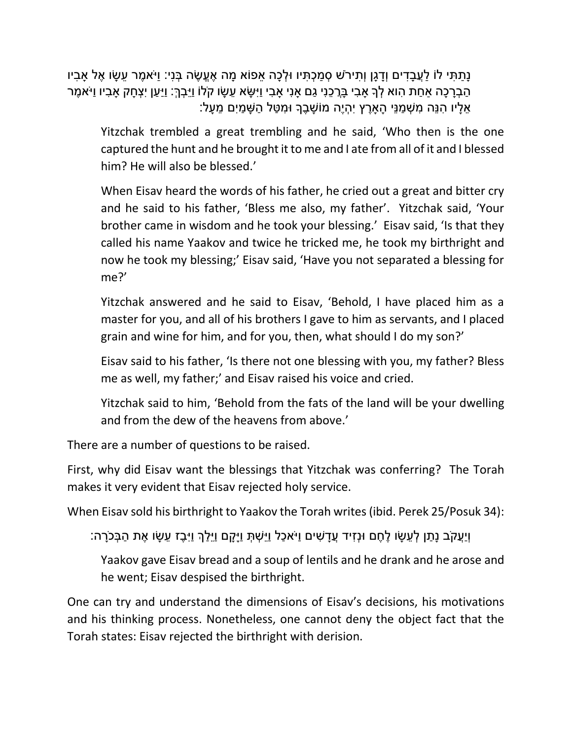נָתַתִּי לוֹ לַעֲבָדִים וְדָגָן וְתִירֹשׁ סְמַכְתִּיו וּלְכָה אֵפוֹא מָה אֶעֱשֶׂה בְּנִי: וַיֹּאמֶר עֵשָׂו אֶל אָבִיו הַבְרָכָה אַחַת הִוא לְךָ אָבִי בָּרְכֵנִי גַם אָנִי אָבִי וַיִּשָּׂא עֵשָׂו קֹלוֹ וַיֵּבְךְּ: וַיַּעַן יִצְחָק אָבִיו וַיֹּאמֶר אֵלָיו הִנֵּה מִשְׁמַנֵּי הָאָרֶץ יִהְיֶה מוֹשָׁבֶךָ וּמִטַּל הַשָּׁמַיִם מֵעָל:

> Yitzchak trembled a great trembling and he said, 'Who then is the one captured the hunt and he brought it to me and I ate from all of it and I blessed him? He will also be blessed.'
>
> When Eisav heard the words of his father, he cried out a great and bitter cry and he said to his father, 'Bless me also, my father'. Yitzchak said, 'Your brother came in wisdom and he took your blessing.' Eisav said, 'Is that they called his name Yaakov and twice he tricked me, he took my birthright and now he took my blessing;' Eisav said, 'Have you not separated a blessing for me?'
>
> Yitzchak answered and he said to Eisav, 'Behold, I have placed him as a master for you, and all of his brothers I gave to him as servants, and I placed grain and wine for him, and for you, then, what should I do my son?'
>
> Eisav said to his father, 'Is there not one blessing with you, my father? Bless me as well, my father;' and Eisav raised his voice and cried.
>
> Yitzchak said to him, 'Behold from the fats of the land will be your dwelling and from the dew of the heavens from above.'

There are a number of questions to be raised.

First, why did Eisav want the blessings that Yitzchak was conferring? The Torah makes it very evident that Eisav rejected holy service.

When Eisav sold his birthright to Yaakov the Torah writes (ibid. Perek 25/Posuk 34):

וְיַעֲקֹב נָתַן לְעֵשָׂו לֶחֶם וּנְזִיד עֲדָשִׁים וַיֹּאכַל וַיֵּשְׁתְּ וַיָּקָם וַיֵּלַךְ וַיִּבֶז עֵשָׂו אֶת הַבְּכֹרָה:

> Yaakov gave Eisav bread and a soup of lentils and he drank and he arose and he went; Eisav despised the birthright.

One can try and understand the dimensions of Eisav's decisions, his motivations and his thinking process. Nonetheless, one cannot deny the object fact that the Torah states: Eisav rejected the birthright with derision.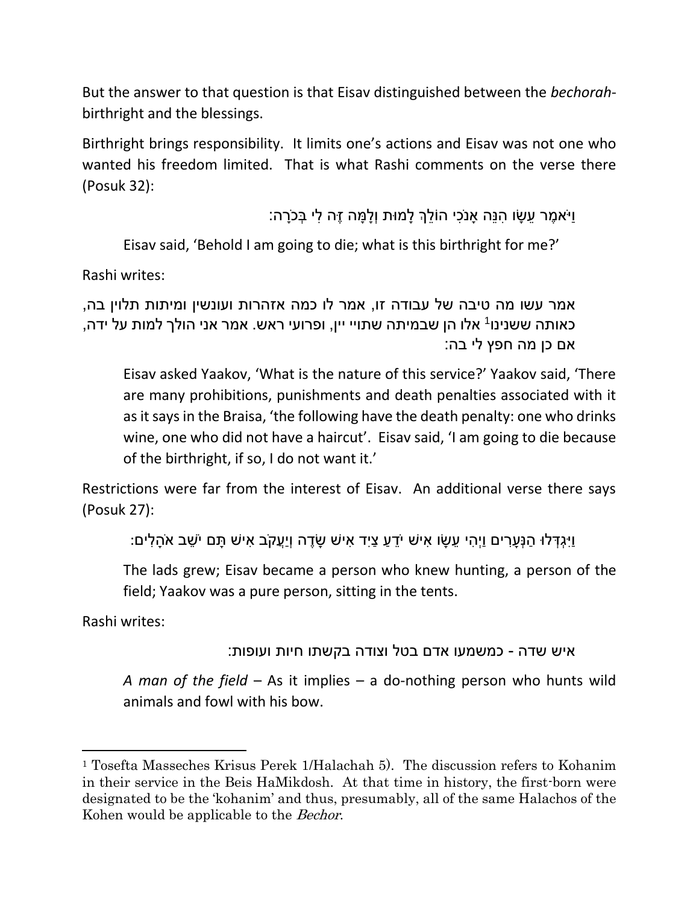But the answer to that question is that Eisav distinguished between the *bechorah*-birthright and the blessings.

Birthright brings responsibility. It limits one's actions and Eisav was not one who wanted his freedom limited. That is what Rashi comments on the verse there (Posuk 32):

וַיֹּאמֶר עֵשָׂו הִנֵּה אָנֹכִי הוֹלֵךְ לָמוּת וְלָמָּה זֶּה לִי בְּכֹרָה:

> Eisav said, 'Behold I am going to die; what is this birthright for me?'

Rashi writes:

> אמר עשו מה טיבה של עבודה זו, אמר לו כמה אזהרות ועונשין ומיתות תלוין בה, כאותה ששנינו[1] אלו הן שבמיתה שתויי יין, ופרועי ראש. אמר אני הולך למות על ידה, אם כן מה חפץ לי בה:
>
> Eisav asked Yaakov, 'What is the nature of this service?' Yaakov said, 'There are many prohibitions, punishments and death penalties associated with it as it says in the Braisa, 'the following have the death penalty: one who drinks wine, one who did not have a haircut'. Eisav said, 'I am going to die because of the birthright, if so, I do not want it.'

Restrictions were far from the interest of Eisav. An additional verse there says (Posuk 27):

> וַיִּגְדְּלוּ הַנְּעָרִים וַיְהִי עֵשָׂו אִישׁ יֹדֵעַ צַיִד אִישׁ שָׂדֶה וְיַעֲקֹב אִישׁ תָּם יֹשֵׁב אֹהָלִים:
>
> The lads grew; Eisav became a person who knew hunting, a person of the field; Yaakov was a pure person, sitting in the tents.

Rashi writes:

> איש שדה - כמשמעו אדם בטל וצודה בקשתו חיות ועופות:
>
> *A man of the field* – As it implies – a do-nothing person who hunts wild animals and fowl with his bow.

---

[1] Tosefta Masseches Krisus Perek 1/Halachah 5). The discussion refers to Kohanim in their service in the Beis HaMikdosh. At that time in history, the first-born were designated to be the 'kohanim' and thus, presumably, all of the same Halachos of the Kohen would be applicable to the *Bechor*.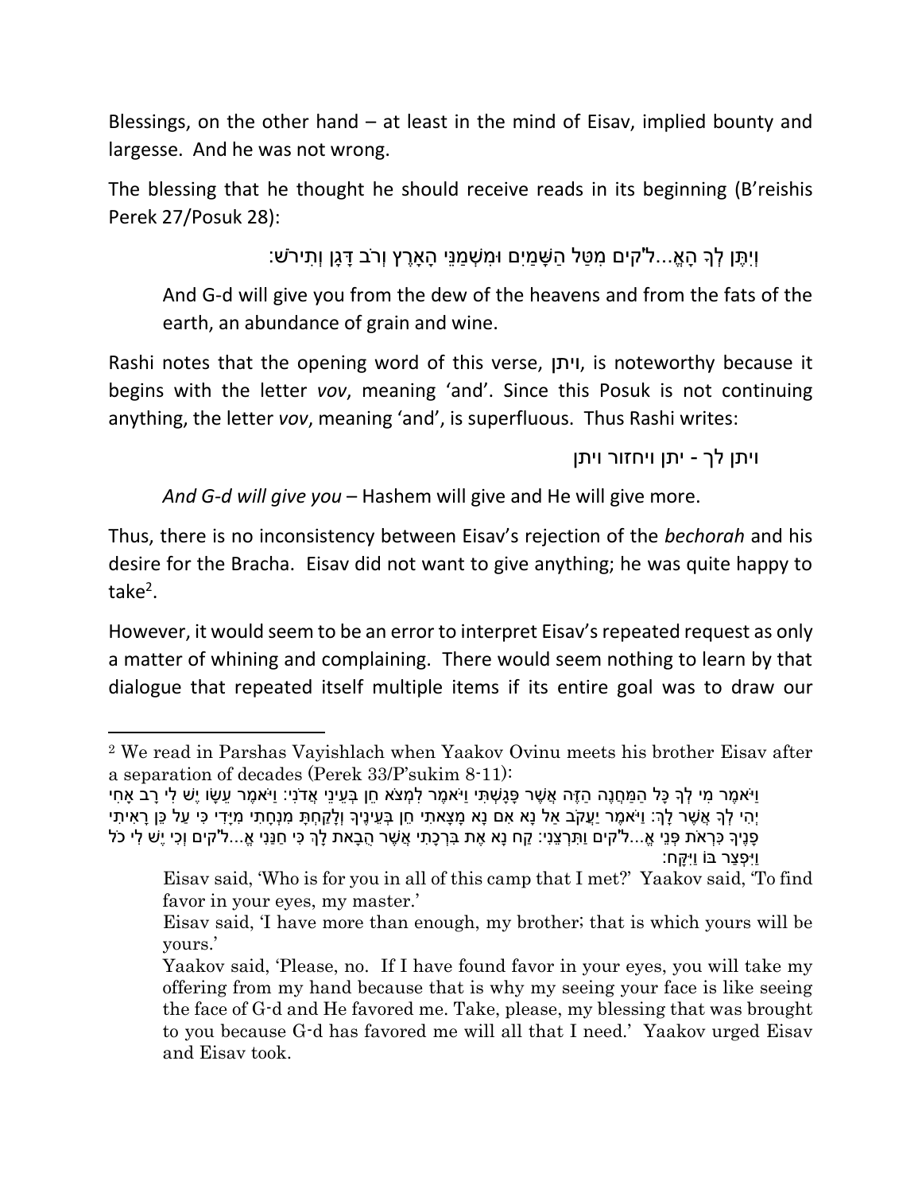Blessings, on the other hand – at least in the mind of Eisav, implied bounty and largesse. And he was not wrong.

The blessing that he thought he should receive reads in its beginning (B'reishis Perek 27/Posuk 28):

וְיִתֶּן לְךָ הָאֱ...ל"קים מִטַּל הַשָּׁמַיִם וּמִשְׁמַנֵּי הָאָרֶץ וְרֹב דָּגָן וְתִירֹשׁ:

> And G-d will give you from the dew of the heavens and from the fats of the earth, an abundance of grain and wine.

Rashi notes that the opening word of this verse, **ויתן**, is noteworthy because it begins with the letter *vov*, meaning 'and'. Since this Posuk is not continuing anything, the letter *vov*, meaning 'and', is superfluous. Thus Rashi writes:

ויתן לך - יתן ויחזור ויתן

> *And G-d will give you* – Hashem will give and He will give more.

Thus, there is no inconsistency between Eisav's rejection of the *bechorah* and his desire for the Bracha. Eisav did not want to give anything; he was quite happy to take[2].

However, it would seem to be an error to interpret Eisav's repeated request as only a matter of whining and complaining. There would seem nothing to learn by that dialogue that repeated itself multiple items if its entire goal was to draw our

---

[2] We read in Parshas Vayishlach when Yaakov Ovinu meets his brother Eisav after a separation of decades (Perek 33/P'sukim 8-11):

וַיֹּאמֶר מִי לְךָ כָּל הַמַּחֲנֶה הַזֶּה אֲשֶׁר פָּגָשְׁתִּי וַיֹּאמֶר לִמְצֹא חֵן בְּעֵינֵי אֲדֹנִי: וַיֹּאמֶר עֵשָׂו יֶשׁ לִי רָב אָחִי יְהִי לְךָ אֲשֶׁר לָךְ: וַיֹּאמֶר יַעֲקֹב אַל נָא אִם נָא מָצָאתִי חֵן בְּעֵינֶיךָ וְלָקַחְתָּ מִנְחָתִי מִיָּדִי כִּי עַל כֵּן רָאִיתִי פָנֶיךָ כִּרְאֹת פְּנֵי אֱ...ל"קים וַתִּרְצֵנִי: קַח נָא אֶת בִּרְכָתִי אֲשֶׁר הֻבָאת לָךְ כִּי חַנַּנִי אֱ...ל"קים וְכִי יֶשׁ לִי כֹל וַיִּפְצַר בּוֹ וַיִּקָּח:

> Eisav said, 'Who is for you in all of this camp that I met?' Yaakov said, 'To find favor in your eyes, my master.'
>
> Eisav said, 'I have more than enough, my brother; that is which yours will be yours.'
>
> Yaakov said, 'Please, no. If I have found favor in your eyes, you will take my offering from my hand because that is why my seeing your face is like seeing the face of G-d and He favored me. Take, please, my blessing that was brought to you because G-d has favored me will all that I need.' Yaakov urged Eisav and Eisav took.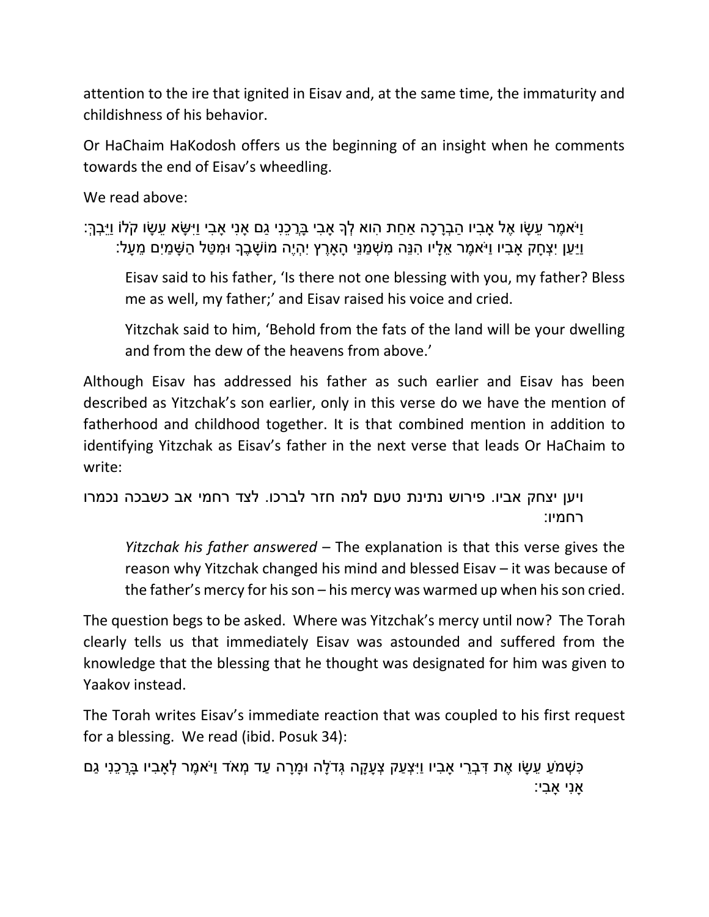attention to the ire that ignited in Eisav and, at the same time, the immaturity and childishness of his behavior.

Or HaChaim HaKodosh offers us the beginning of an insight when he comments towards the end of Eisav's wheedling.

We read above:

וַיֹּאמֶר עֵשָׂו אֶל אָבִיו הַבְרָכָה אַחַת הִוא לְךָ אָבִי בָּרְכֵנִי גַם אָנִי אָבִי וַיִּשָּׂא עֵשָׂו קֹלוֹ וַיֵּבְךְּ:
וַיַּעַן יִצְחָק אָבִיו וַיֹּאמֶר אֵלָיו הִנֵּה מִשְׁמַנֵּי הָאָרֶץ יִהְיֶה מוֹשָׁבֶךָ וּמִטַּל הַשָּׁמַיִם מֵעָל:

> Eisav said to his father, 'Is there not one blessing with you, my father? Bless me as well, my father;' and Eisav raised his voice and cried.
>
> Yitzchak said to him, 'Behold from the fats of the land will be your dwelling and from the dew of the heavens from above.'

Although Eisav has addressed his father as such earlier and Eisav has been described as Yitzchak's son earlier, only in this verse do we have the mention of fatherhood and childhood together. It is that combined mention in addition to identifying Yitzchak as Eisav's father in the next verse that leads Or HaChaim to write:

> ויען יצחק אביו. פירוש נתינת טעם למה חזר לברכו. לצד רחמי אב כשבכה נכמרו רחמיו:
>
> *Yitzchak his father answered* – The explanation is that this verse gives the reason why Yitzchak changed his mind and blessed Eisav – it was because of the father's mercy for his son – his mercy was warmed up when his son cried.

The question begs to be asked. Where was Yitzchak's mercy until now? The Torah clearly tells us that immediately Eisav was astounded and suffered from the knowledge that the blessing that he thought was designated for him was given to Yaakov instead.

The Torah writes Eisav's immediate reaction that was coupled to his first request for a blessing. We read (ibid. Posuk 34):

כִּשְׁמֹעַ עֵשָׂו אֶת דִּבְרֵי אָבִיו וַיִּצְעַק צְעָקָה גְּדֹלָה וּמָרָה עַד מְאֹד וַיֹּאמֶר לְאָבִיו בָּרְכֵנִי גַם אָנִי אָבִי: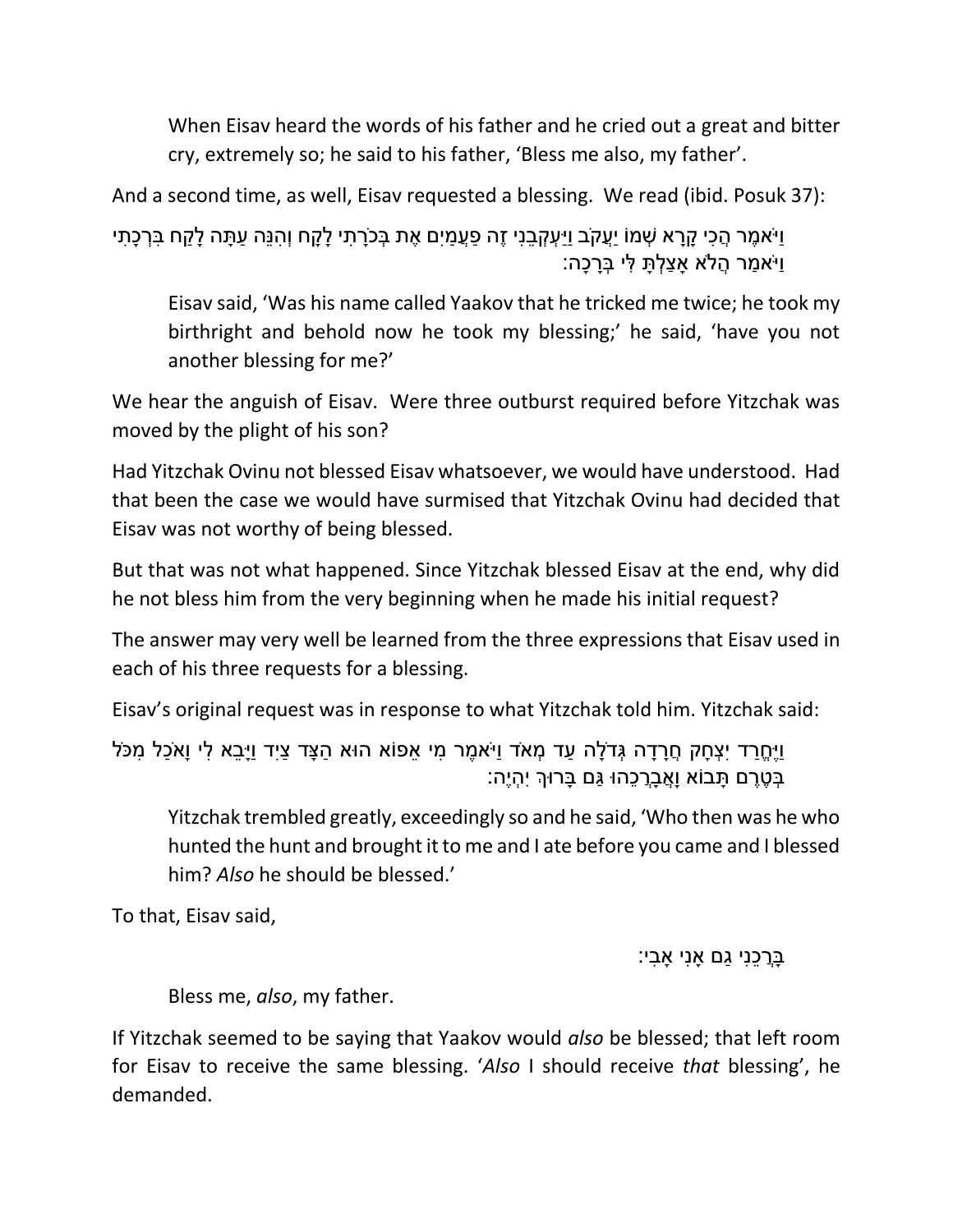> When Eisav heard the words of his father and he cried out a great and bitter cry, extremely so; he said to his father, 'Bless me also, my father'.

And a second time, as well, Eisav requested a blessing. We read (ibid. Posuk 37):

> וַיֹּאמֶר הֲכִי קָרָא שְׁמוֹ יַעֲקֹב וַיַּעְקְבֵנִי זֶה פַעֲמַיִם אֶת בְּכֹרָתִי לָקָח וְהִנֵּה עַתָּה לָקַח בִּרְכָתִי וַיֹּאמַר הֲלֹא אָצַלְתָּ לִּי בְּרָכָה:

> Eisav said, 'Was his name called Yaakov that he tricked me twice; he took my birthright and behold now he took my blessing;' he said, 'have you not another blessing for me?'

We hear the anguish of Eisav. Were three outburst required before Yitzchak was moved by the plight of his son?

Had Yitzchak Ovinu not blessed Eisav whatsoever, we would have understood. Had that been the case we would have surmised that Yitzchak Ovinu had decided that Eisav was not worthy of being blessed.

But that was not what happened. Since Yitzchak blessed Eisav at the end, why did he not bless him from the very beginning when he made his initial request?

The answer may very well be learned from the three expressions that Eisav used in each of his three requests for a blessing.

Eisav's original request was in response to what Yitzchak told him. Yitzchak said:

> וַיֶּחֱרַד יִצְחָק חֲרָדָה גְּדֹלָה עַד מְאֹד וַיֹּאמֶר מִי אֵפוֹא הוּא הַצָּד צַיִד וַיָּבֵא לִי וָאֹכַל מִכֹּל בְּטֶרֶם תָּבוֹא וָאֲבָרְכֵהוּ גַּם בָּרוּךְ יִהְיֶה:

> Yitzchak trembled greatly, exceedingly so and he said, 'Who then was he who hunted the hunt and brought it to me and I ate before you came and I blessed him? *Also* he should be blessed.'

To that, Eisav said,

> בָּרְכֵנִי גַם אָנִי אָבִי:

> Bless me, *also*, my father.

If Yitzchak seemed to be saying that Yaakov would *also* be blessed; that left room for Eisav to receive the same blessing. '*Also* I should receive *that* blessing', he demanded.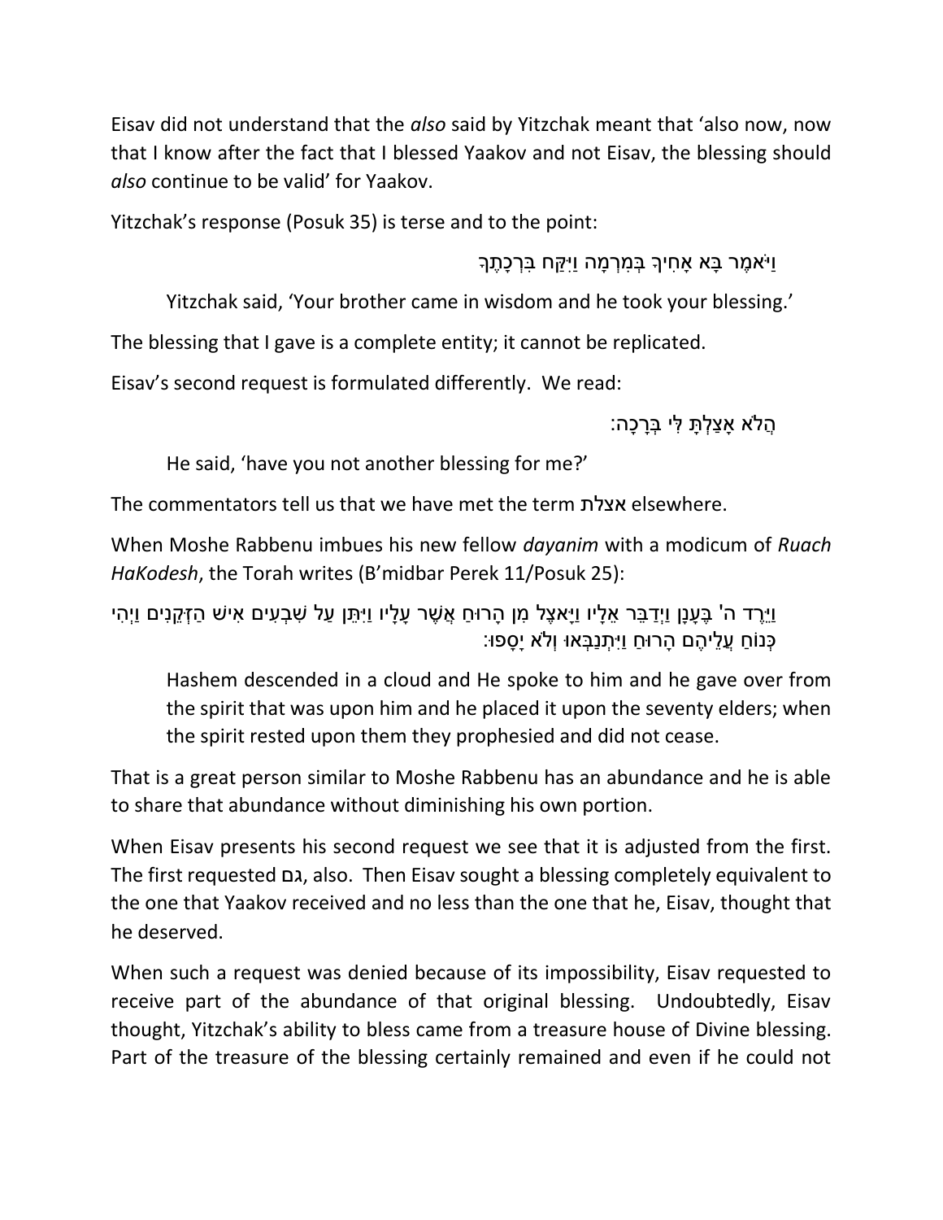Eisav did not understand that the *also* said by Yitzchak meant that 'also now, now that I know after the fact that I blessed Yaakov and not Eisav, the blessing should *also* continue to be valid' for Yaakov.

Yitzchak's response (Posuk 35) is terse and to the point:

וַיֹּאמֶר בָּא אָחִיךָ בְּמִרְמָה וַיִּקַּח בִּרְכָתֶךָ

> Yitzchak said, 'Your brother came in wisdom and he took your blessing.'

The blessing that I gave is a complete entity; it cannot be replicated.

Eisav's second request is formulated differently. We read:

הֲלֹא אָצַלְתָּ לִּי בְּרָכָה:

> He said, 'have you not another blessing for me?'

The commentators tell us that we have met the term אצלת elsewhere.

When Moshe Rabbenu imbues his new fellow *dayanim* with a modicum of *Ruach HaKodesh*, the Torah writes (B'midbar Perek 11/Posuk 25):

וַיֵּרֶד ה' בֶּעָנָן וַיְדַבֵּר אֵלָיו וַיָּאצֶל מִן הָרוּחַ אֲשֶׁר עָלָיו וַיִּתֵּן עַל שִׁבְעִים אִישׁ הַזְּקֵנִים וַיְהִי כְּנוֹחַ עֲלֵיהֶם הָרוּחַ וַיִּתְנַבְּאוּ וְלֹא יָסָפוּ:

> Hashem descended in a cloud and He spoke to him and he gave over from the spirit that was upon him and he placed it upon the seventy elders; when the spirit rested upon them they prophesied and did not cease.

That is a great person similar to Moshe Rabbenu has an abundance and he is able to share that abundance without diminishing his own portion.

When Eisav presents his second request we see that it is adjusted from the first. The first requested גם, also. Then Eisav sought a blessing completely equivalent to the one that Yaakov received and no less than the one that he, Eisav, thought that he deserved.

When such a request was denied because of its impossibility, Eisav requested to receive part of the abundance of that original blessing. Undoubtedly, Eisav thought, Yitzchak's ability to bless came from a treasure house of Divine blessing. Part of the treasure of the blessing certainly remained and even if he could not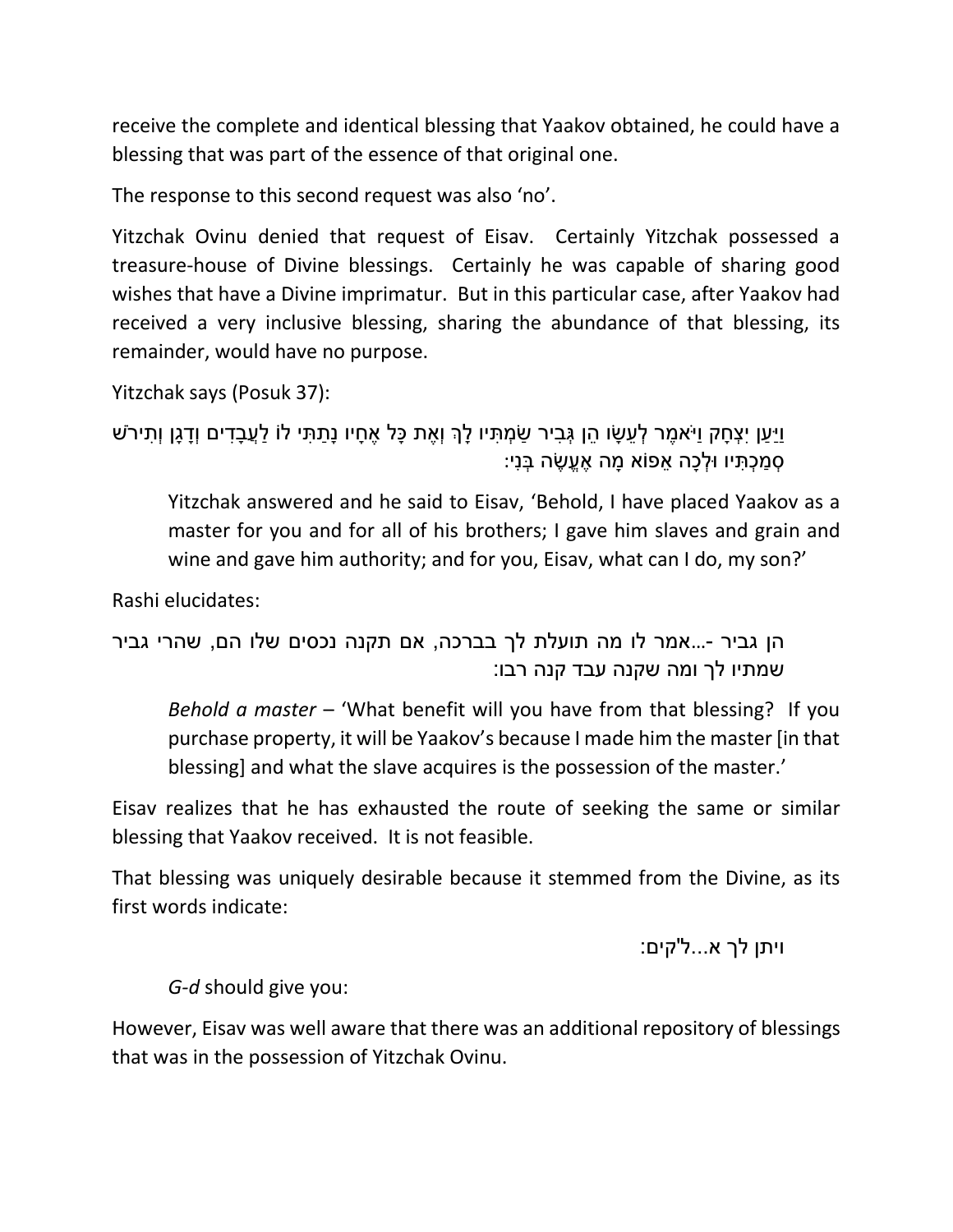receive the complete and identical blessing that Yaakov obtained, he could have a blessing that was part of the essence of that original one.

The response to this second request was also 'no'.

Yitzchak Ovinu denied that request of Eisav. Certainly Yitzchak possessed a treasure-house of Divine blessings. Certainly he was capable of sharing good wishes that have a Divine imprimatur. But in this particular case, after Yaakov had received a very inclusive blessing, sharing the abundance of that blessing, its remainder, would have no purpose.

Yitzchak says (Posuk 37):

וַיַּעַן יִצְחָק וַיֹּאמֶר לְעֵשָׂו הֵן גְּבִיר שַׂמְתִּיו לָךְ וְאֶת כָּל אֶחָיו נָתַתִּי לוֹ לַעֲבָדִים וְדָגָן וְתִירֹשׁ סְמַכְתִּיו וּלְכָה אֵפוֹא מָה אֶעֱשֶׂה בְּנִי:

> Yitzchak answered and he said to Eisav, 'Behold, I have placed Yaakov as a master for you and for all of his brothers; I gave him slaves and grain and wine and gave him authority; and for you, Eisav, what can I do, my son?'

Rashi elucidates:

> הן גביר -...אמר לו מה תועלת לך בברכה, אם תקנה נכסים שלו הם, שהרי גביר שמתיו לך ומה שקנה עבד קנה רבו:
>
> *Behold a master* – 'What benefit will you have from that blessing? If you purchase property, it will be Yaakov's because I made him the master [in that blessing] and what the slave acquires is the possession of the master.'

Eisav realizes that he has exhausted the route of seeking the same or similar blessing that Yaakov received. It is not feasible.

That blessing was uniquely desirable because it stemmed from the Divine, as its first words indicate:

> ויתן לך א...ל'קים:
>
> *G-d* should give you:

However, Eisav was well aware that there was an additional repository of blessings that was in the possession of Yitzchak Ovinu.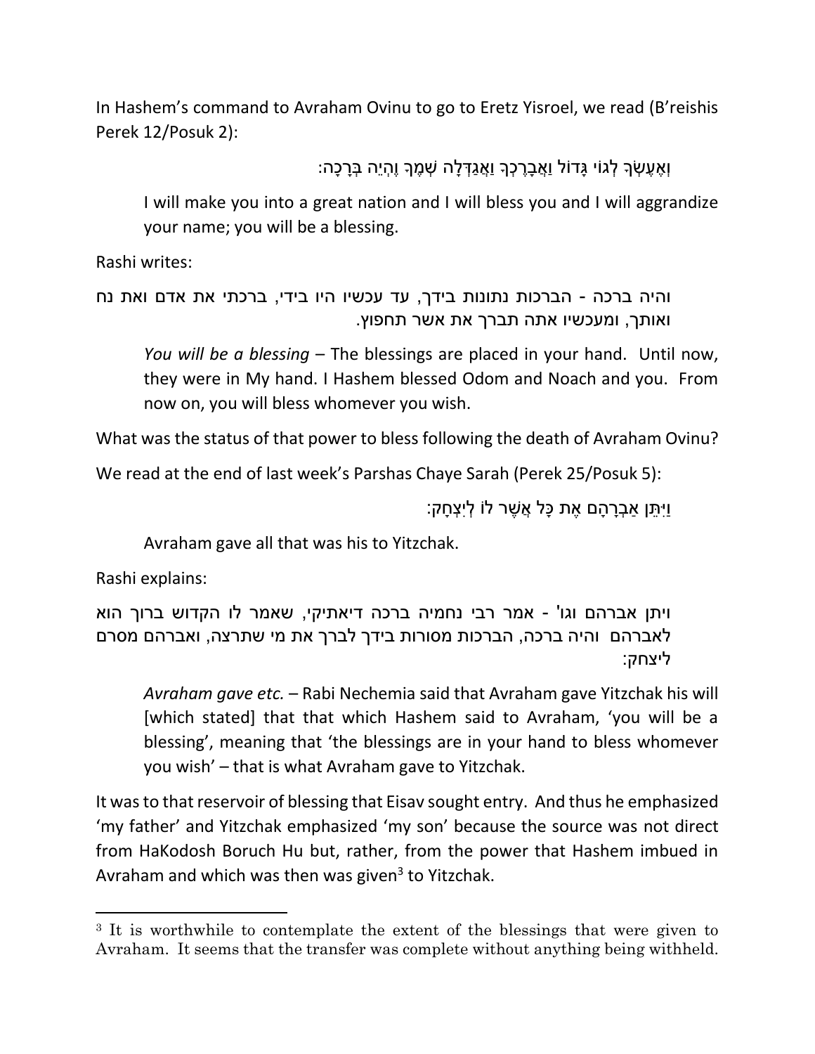In Hashem's command to Avraham Ovinu to go to Eretz Yisroel, we read (B'reishis Perek 12/Posuk 2):

וְאֶעֶשְׂךָ לְגוֹי גָּדוֹל וַאֲבָרֶכְךָ וַאֲגַדְּלָה שְׁמֶךָ וֶהְיֵה בְּרָכָה:

> I will make you into a great nation and I will bless you and I will aggrandize your name; you will be a blessing.

Rashi writes:

> והיה ברכה - הברכות נתונות בידך, עד עכשיו היו בידי, ברכתי את אדם ואת נח ואותך, ומעכשיו אתה תברך את אשר תחפוץ.
>
> *You will be a blessing* – The blessings are placed in your hand. Until now, they were in My hand. I Hashem blessed Odom and Noach and you. From now on, you will bless whomever you wish.

What was the status of that power to bless following the death of Avraham Ovinu?

We read at the end of last week's Parshas Chaye Sarah (Perek 25/Posuk 5):

וַיִּתֵּן אַבְרָהָם אֶת כָּל אֲשֶׁר לוֹ לְיִצְחָק:

> Avraham gave all that was his to Yitzchak.

Rashi explains:

> ויתן אברהם וגו' - אמר רבי נחמיה ברכה דיאתיקי, שאמר לו הקדוש ברוך הוא לאברהם והיה ברכה, הברכות מסורות בידך לברך את מי שתרצה, ואברהם מסרם ליצחק:
>
> *Avraham gave etc.* – Rabi Nechemia said that Avraham gave Yitzchak his will [which stated] that that which Hashem said to Avraham, 'you will be a blessing', meaning that 'the blessings are in your hand to bless whomever you wish' – that is what Avraham gave to Yitzchak.

It was to that reservoir of blessing that Eisav sought entry. And thus he emphasized 'my father' and Yitzchak emphasized 'my son' because the source was not direct from HaKodosh Boruch Hu but, rather, from the power that Hashem imbued in Avraham and which was then was given[3] to Yitzchak.

---

[3] It is worthwhile to contemplate the extent of the blessings that were given to Avraham. It seems that the transfer was complete without anything being withheld.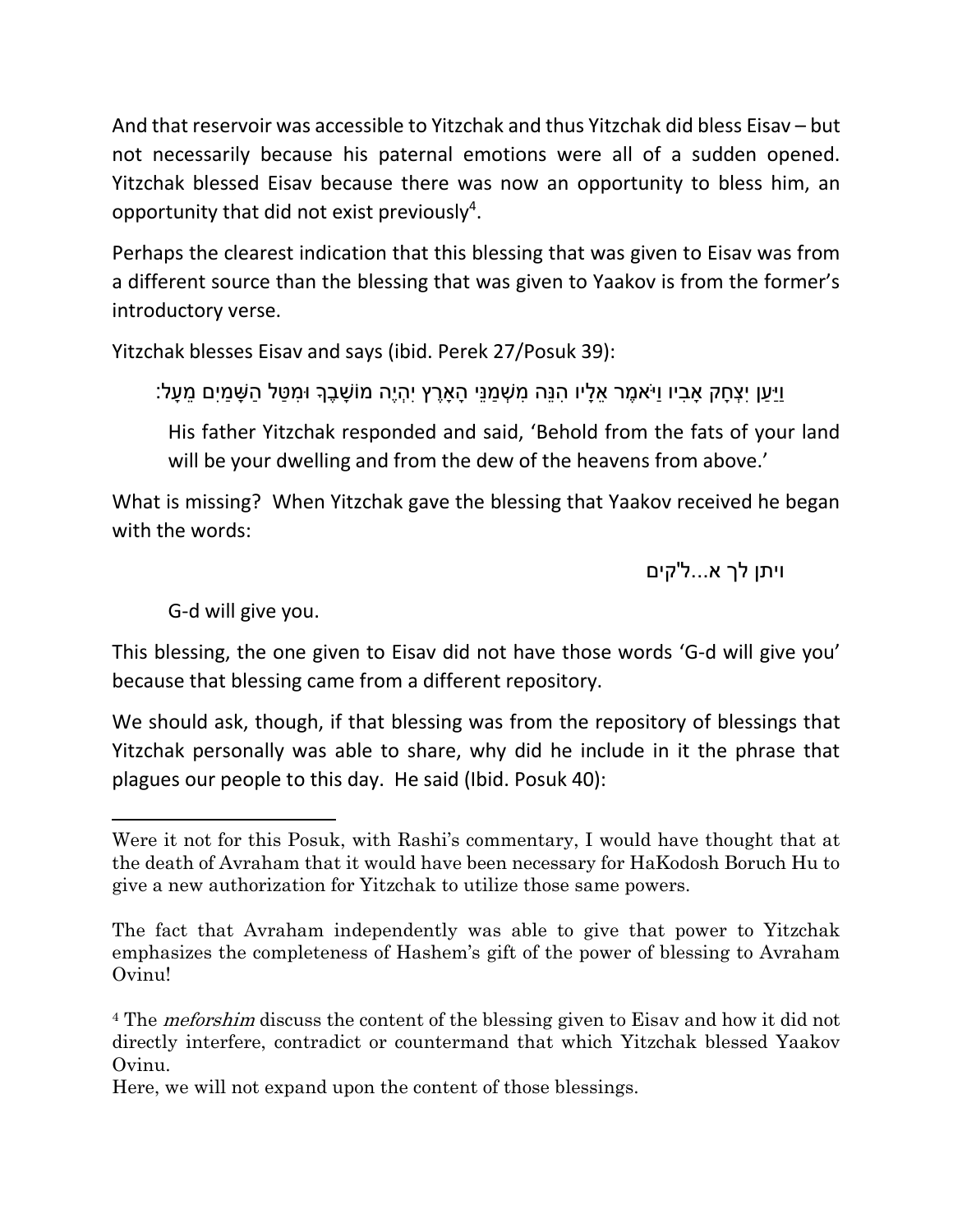And that reservoir was accessible to Yitzchak and thus Yitzchak did bless Eisav – but not necessarily because his paternal emotions were all of a sudden opened. Yitzchak blessed Eisav because there was now an opportunity to bless him, an opportunity that did not exist previously[4].

Perhaps the clearest indication that this blessing that was given to Eisav was from a different source than the blessing that was given to Yaakov is from the former's introductory verse.

Yitzchak blesses Eisav and says (ibid. Perek 27/Posuk 39):

> וַיַּעַן יִצְחָק אָבִיו וַיֹּאמֶר אֵלָיו הִנֵּה מִשְׁמַנֵּי הָאָרֶץ יִהְיֶה מוֹשָׁבֶךָ וּמִטַּל הַשָּׁמַיִם מֵעָל:
>
> His father Yitzchak responded and said, 'Behold from the fats of your land will be your dwelling and from the dew of the heavens from above.'

What is missing? When Yitzchak gave the blessing that Yaakov received he began with the words:

> ויתן לך א...ל'קים
>
> G-d will give you.

This blessing, the one given to Eisav did not have those words 'G-d will give you' because that blessing came from a different repository.

We should ask, though, if that blessing was from the repository of blessings that Yitzchak personally was able to share, why did he include in it the phrase that plagues our people to this day. He said (Ibid. Posuk 40):

---

Were it not for this Posuk, with Rashi's commentary, I would have thought that at the death of Avraham that it would have been necessary for HaKodosh Boruch Hu to give a new authorization for Yitzchak to utilize those same powers.

The fact that Avraham independently was able to give that power to Yitzchak emphasizes the completeness of Hashem's gift of the power of blessing to Avraham Ovinu!

[4] The *meforshim* discuss the content of the blessing given to Eisav and how it did not directly interfere, contradict or countermand that which Yitzchak blessed Yaakov Ovinu.

Here, we will not expand upon the content of those blessings.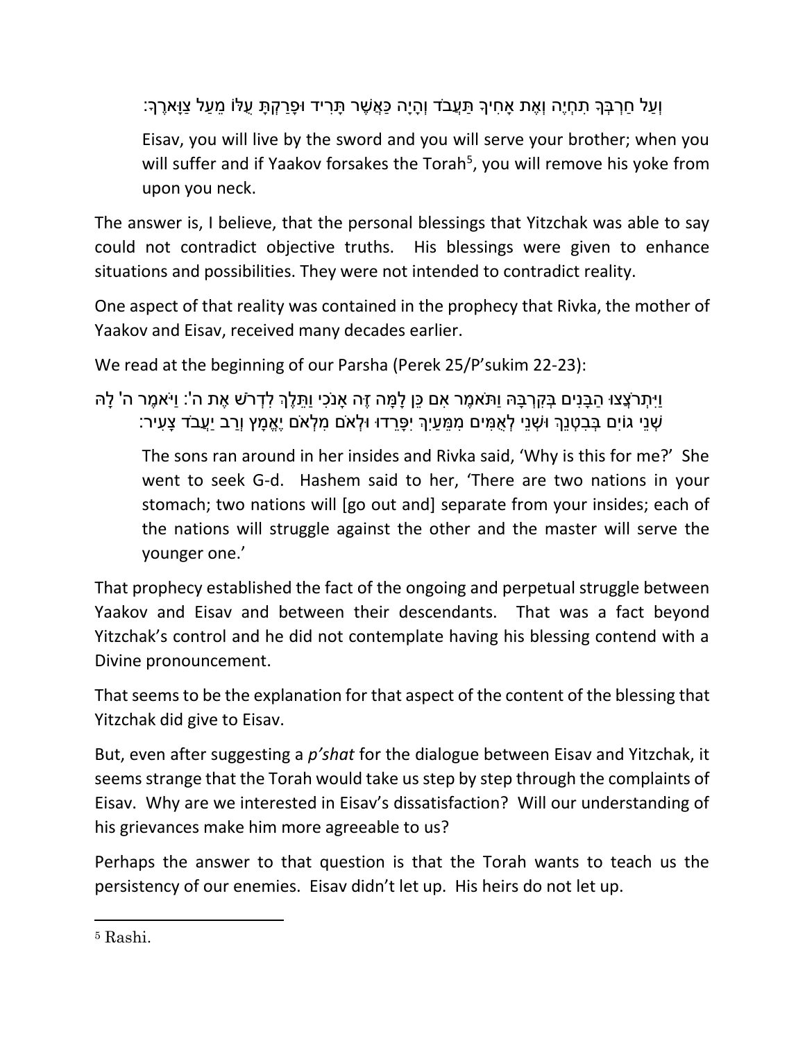וְעַל חַרְבְּךָ תִחְיֶה וְאֶת אָחִיךָ תַּעֲבֹד וְהָיָה כַּאֲשֶׁר תָּרִיד וּפָרַקְתָּ עֻלּוֹ מֵעַל צַוָּארֶךָ:

> Eisav, you will live by the sword and you will serve your brother; when you will suffer and if Yaakov forsakes the Torah[5], you will remove his yoke from upon you neck.

The answer is, I believe, that the personal blessings that Yitzchak was able to say could not contradict objective truths. His blessings were given to enhance situations and possibilities. They were not intended to contradict reality.

One aspect of that reality was contained in the prophecy that Rivka, the mother of Yaakov and Eisav, received many decades earlier.

We read at the beginning of our Parsha (Perek 25/P'sukim 22-23):

וַיִּתְרֹצְצוּ הַבָּנִים בְּקִרְבָּהּ וַתֹּאמֶר אִם כֵּן לָמָּה זֶּה אָנֹכִי וַתֵּלֶךְ לִדְרֹשׁ אֶת ה': וַיֹּאמֶר ה' לָהּ שְׁנֵי גֹיִים בְּבִטְנֵךְ וּשְׁנֵי לְאֻמִּים מִמֵּעַיִךְ יִפָּרֵדוּ וּלְאֹם מִלְאֹם יֶאֱמָץ וְרַב יַעֲבֹד צָעִיר:

> The sons ran around in her insides and Rivka said, 'Why is this for me?' She went to seek G-d. Hashem said to her, 'There are two nations in your stomach; two nations will [go out and] separate from your insides; each of the nations will struggle against the other and the master will serve the younger one.'

That prophecy established the fact of the ongoing and perpetual struggle between Yaakov and Eisav and between their descendants. That was a fact beyond Yitzchak's control and he did not contemplate having his blessing contend with a Divine pronouncement.

That seems to be the explanation for that aspect of the content of the blessing that Yitzchak did give to Eisav.

But, even after suggesting a *p'shat* for the dialogue between Eisav and Yitzchak, it seems strange that the Torah would take us step by step through the complaints of Eisav. Why are we interested in Eisav's dissatisfaction? Will our understanding of his grievances make him more agreeable to us?

Perhaps the answer to that question is that the Torah wants to teach us the persistency of our enemies. Eisav didn't let up. His heirs do not let up.

---

[5] Rashi.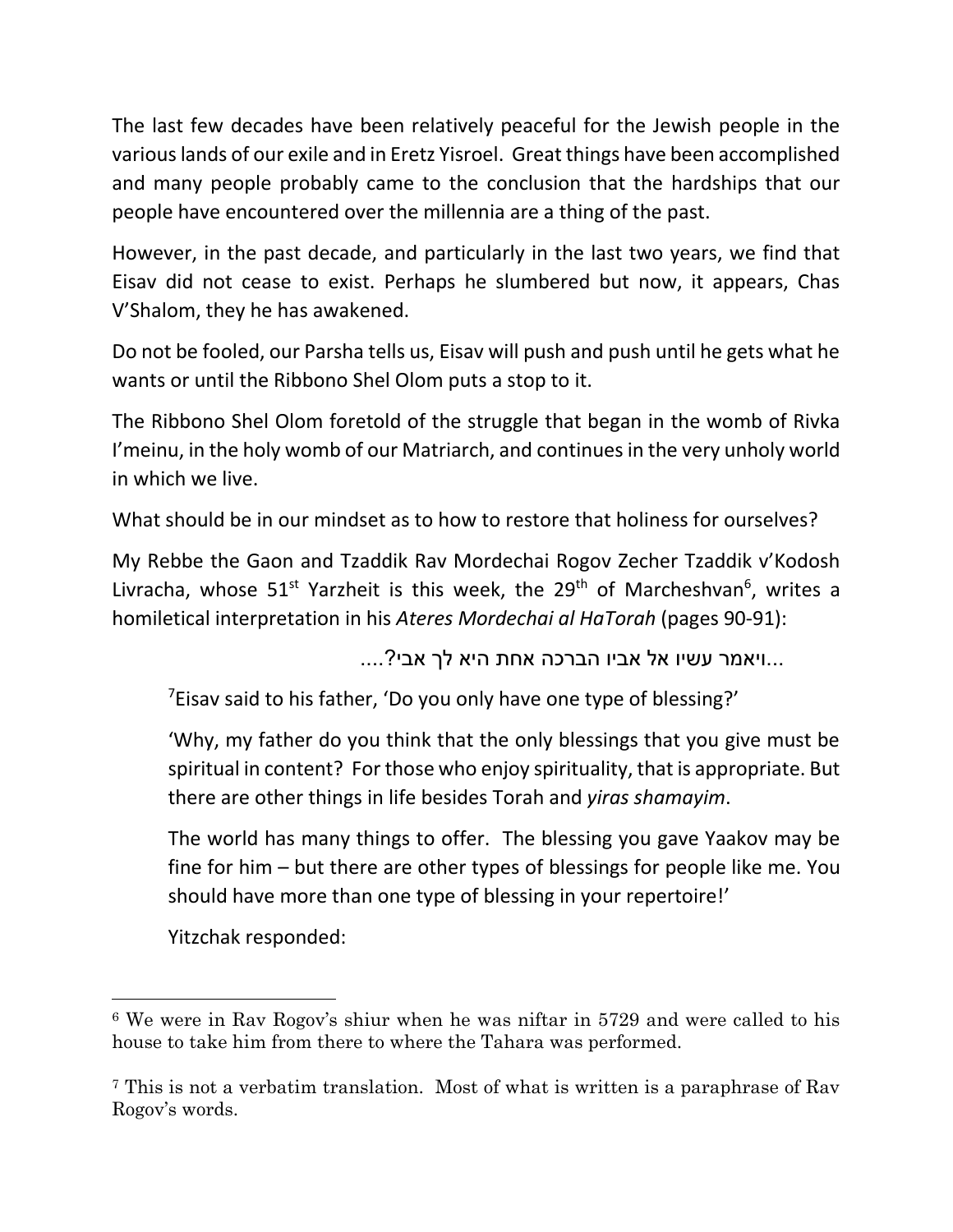The last few decades have been relatively peaceful for the Jewish people in the various lands of our exile and in Eretz Yisroel. Great things have been accomplished and many people probably came to the conclusion that the hardships that our people have encountered over the millennia are a thing of the past.

However, in the past decade, and particularly in the last two years, we find that Eisav did not cease to exist. Perhaps he slumbered but now, it appears, Chas V'Shalom, they he has awakened.

Do not be fooled, our Parsha tells us, Eisav will push and push until he gets what he wants or until the Ribbono Shel Olom puts a stop to it.

The Ribbono Shel Olom foretold of the struggle that began in the womb of Rivka I'meinu, in the holy womb of our Matriarch, and continues in the very unholy world in which we live.

What should be in our mindset as to how to restore that holiness for ourselves?

My Rebbe the Gaon and Tzaddik Rav Mordechai Rogov Zecher Tzaddik v'Kodosh Livracha, whose 51st Yarzheit is this week, the 29th of Marcheshvan[6], writes a homiletical interpretation in his *Ateres Mordechai al HaTorah* (pages 90-91):

...ויאמר עשיו אל אביו הברכה אחת היא לך אבי?....

> [7]Eisav said to his father, 'Do you only have one type of blessing?'
>
> 'Why, my father do you think that the only blessings that you give must be spiritual in content? For those who enjoy spirituality, that is appropriate. But there are other things in life besides Torah and *yiras shamayim*.
>
> The world has many things to offer. The blessing you gave Yaakov may be fine for him – but there are other types of blessings for people like me. You should have more than one type of blessing in your repertoire!'
>
> Yitzchak responded:

---

[6] We were in Rav Rogov's shiur when he was niftar in 5729 and were called to his house to take him from there to where the Tahara was performed.

[7] This is not a verbatim translation. Most of what is written is a paraphrase of Rav Rogov's words.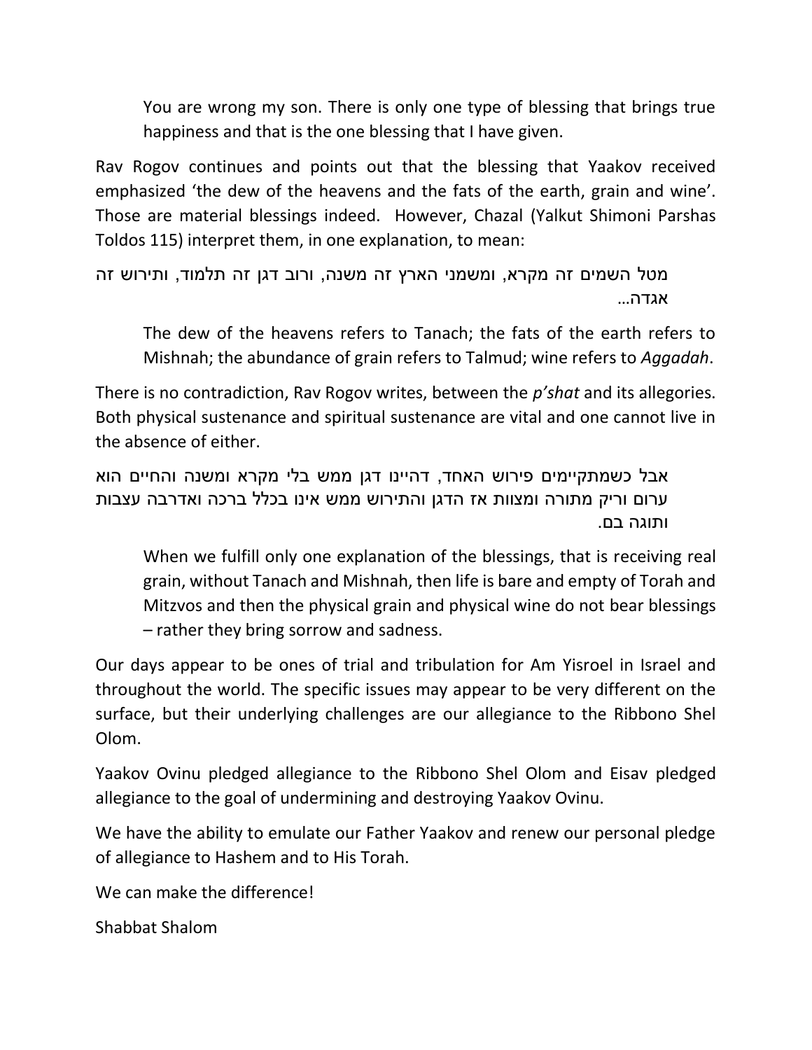> You are wrong my son. There is only one type of blessing that brings true happiness and that is the one blessing that I have given.

Rav Rogov continues and points out that the blessing that Yaakov received emphasized 'the dew of the heavens and the fats of the earth, grain and wine'. Those are material blessings indeed. However, Chazal (Yalkut Shimoni Parshas Toldos 115) interpret them, in one explanation, to mean:

> מטל השמים זה מקרא, ומשמני הארץ זה משנה, ורוב דגן זה תלמוד, ותירוש זה אגדה...
>
> The dew of the heavens refers to Tanach; the fats of the earth refers to Mishnah; the abundance of grain refers to Talmud; wine refers to *Aggadah*.

There is no contradiction, Rav Rogov writes, between the *p'shat* and its allegories. Both physical sustenance and spiritual sustenance are vital and one cannot live in the absence of either.

> אבל כשמתקיימים פירוש האחד, דהיינו דגן ממש בלי מקרא ומשנה והחיים הוא ערום וריק מתורה ומצוות אז הדגן והתירוש ממש אינו בכלל ברכה ואדרבה עצבות ותוגה בם.
>
> When we fulfill only one explanation of the blessings, that is receiving real grain, without Tanach and Mishnah, then life is bare and empty of Torah and Mitzvos and then the physical grain and physical wine do not bear blessings – rather they bring sorrow and sadness.

Our days appear to be ones of trial and tribulation for Am Yisroel in Israel and throughout the world. The specific issues may appear to be very different on the surface, but their underlying challenges are our allegiance to the Ribbono Shel Olom.

Yaakov Ovinu pledged allegiance to the Ribbono Shel Olom and Eisav pledged allegiance to the goal of undermining and destroying Yaakov Ovinu.

We have the ability to emulate our Father Yaakov and renew our personal pledge of allegiance to Hashem and to His Torah.

We can make the difference!

Shabbat Shalom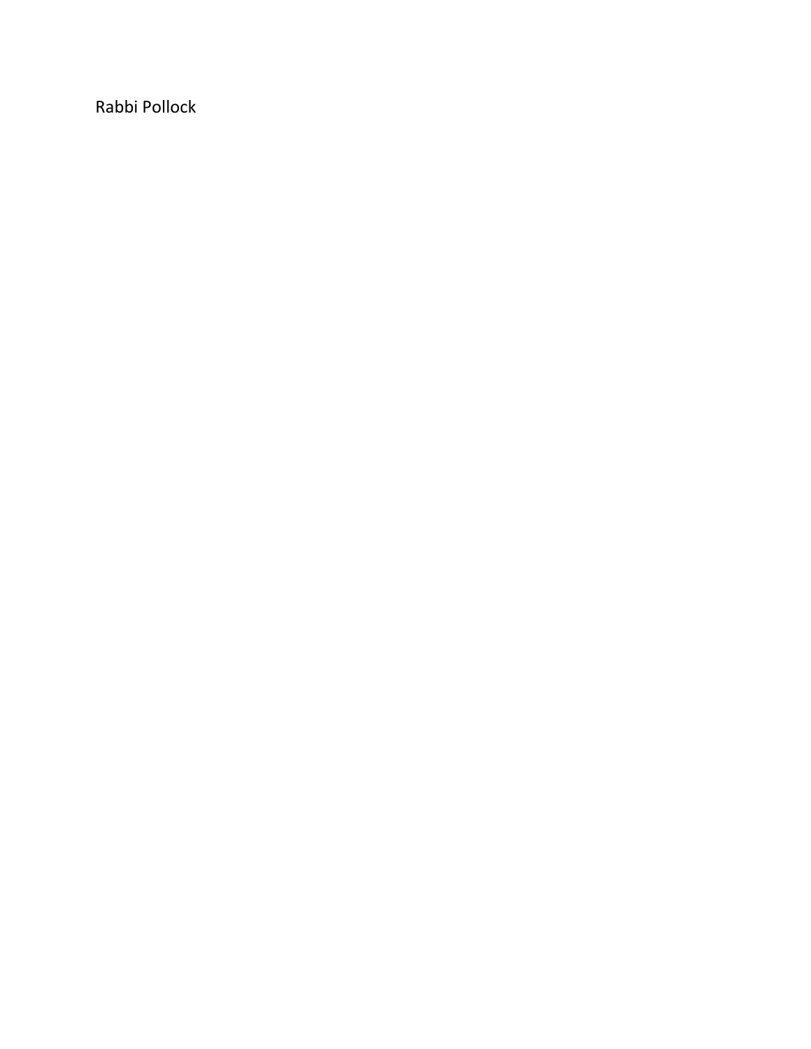Rabbi Pollock